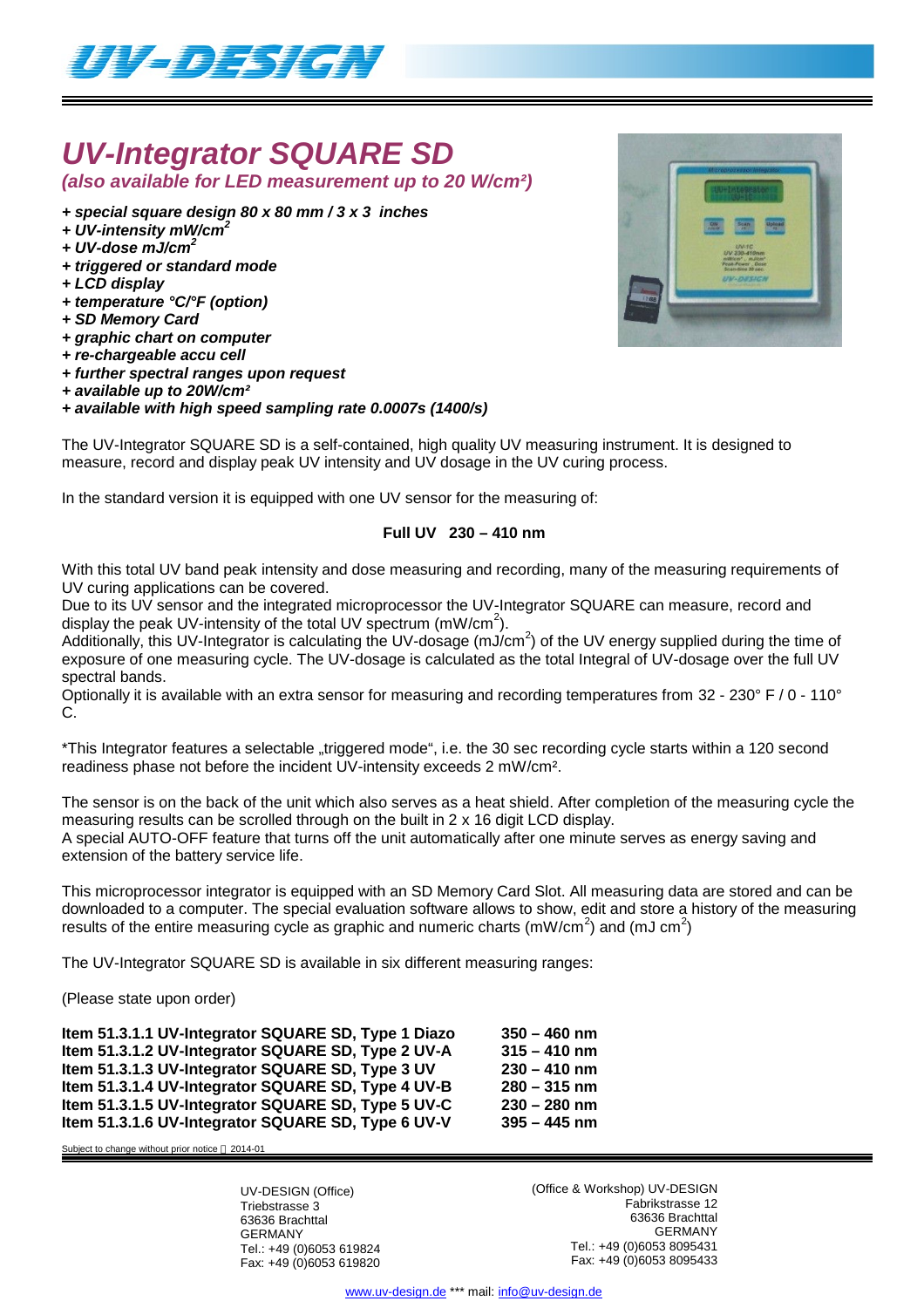# UV-Integrator SQUARE SD

***(also available for LED measurement up to 20 W/cm²)***

- ***+ special square design 80 x 80 mm / 3 x 3 inches***
- ***+ UV-intensity mW/cm²***
- ***+ UV-dose mJ/cm²***
- ***+ triggered or standard mode***
- ***+ LCD display***
- ***+ temperature °C/°F (option)***
- ***+ SD Memory Card***
- ***+ graphic chart on computer***
- ***+ re-chargeable accu cell***
- ***+ further spectral ranges upon request***
- ***+ available up to 20W/cm²***
- ***+ available with high speed sampling rate 0.0007s (1400/s)***

The UV-Integrator SQUARE SD is a self-contained, high quality UV measuring instrument. It is designed to measure, record and display peak UV intensity and UV dosage in the UV curing process.

In the standard version it is equipped with one UV sensor for the measuring of:

**Full UV 230 – 410 nm**

With this total UV band peak intensity and dose measuring and recording, many of the measuring requirements of UV curing applications can be covered.
Due to its UV sensor and the integrated microprocessor the UV-Integrator SQUARE can measure, record and display the peak UV-intensity of the total UV spectrum (mW/cm²).
Additionally, this UV-Integrator is calculating the UV-dosage (mJ/cm²) of the UV energy supplied during the time of exposure of one measuring cycle. The UV-dosage is calculated as the total Integral of UV-dosage over the full UV spectral bands.
Optionally it is available with an extra sensor for measuring and recording temperatures from 32 - 230° F / 0 - 110° C.

*This Integrator features a selectable „triggered mode“, i.e. the 30 sec recording cycle starts within a 120 second readiness phase not before the incident UV-intensity exceeds 2 mW/cm².

The sensor is on the back of the unit which also serves as a heat shield. After completion of the measuring cycle the measuring results can be scrolled through on the built in 2 x 16 digit LCD display.
A special AUTO-OFF feature that turns off the unit automatically after one minute serves as energy saving and extension of the battery service life.

This microprocessor integrator is equipped with an SD Memory Card Slot. All measuring data are stored and can be downloaded to a computer. The special evaluation software allows to show, edit and store a history of the measuring results of the entire measuring cycle as graphic and numeric charts (mW/cm²) and (mJ cm²)

The UV-Integrator SQUARE SD is available in six different measuring ranges:

(Please state upon order)

| | |
|---|---|
| **Item 51.3.1.1 UV-Integrator SQUARE SD, Type 1 Diazo** | **350 – 460 nm** |
| **Item 51.3.1.2 UV-Integrator SQUARE SD, Type 2 UV-A** | **315 – 410 nm** |
| **Item 51.3.1.3 UV-Integrator SQUARE SD, Type 3 UV** | **230 – 410 nm** |
| **Item 51.3.1.4 UV-Integrator SQUARE SD, Type 4 UV-B** | **280 – 315 nm** |
| **Item 51.3.1.5 UV-Integrator SQUARE SD, Type 5 UV-C** | **230 – 280 nm** |
| **Item 51.3.1.6 UV-Integrator SQUARE SD, Type 6 UV-V** | **395 – 445 nm** |

Subject to change without prior notice 2014-01

UV-DESIGN (Office)
Triebstrasse 3
63636 Brachttal
GERMANY
Tel.: +49 (0)6053 619824
Fax: +49 (0)6053 619820

(Office & Workshop) UV-DESIGN
Fabrikstrasse 12
63636 Brachttal
GERMANY
Tel.: +49 (0)6053 8095431
Fax: +49 (0)6053 8095433

www.uv-design.de *** mail: info@uv-design.de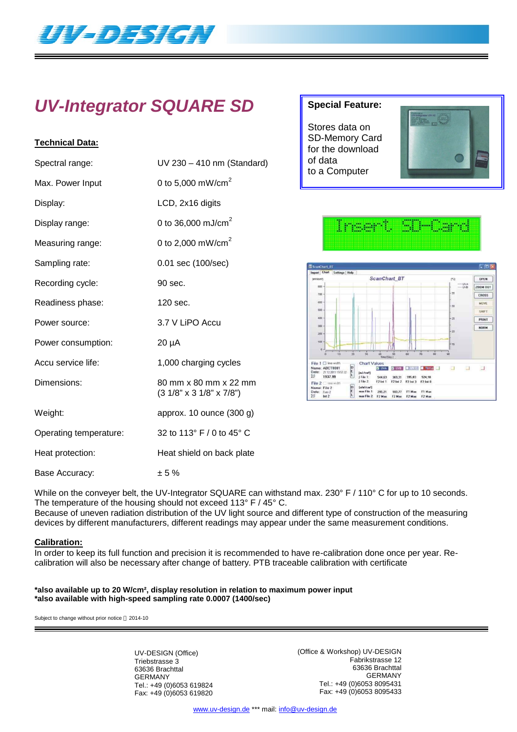# UV-Integrator SQUARE SD

**Special Feature:**

Stores data on SD-Memory Card for the download of data to a Computer

**Technical Data:**

| | |
|---|---|
| Spectral range: | UV 230 – 410 nm (Standard) |
| Max. Power Input | 0 to 5,000 mW/cm$^2$ |
| Display: | LCD, 2x16 digits |
| Display range: | 0 to 36,000 mJ/cm$^2$ |
| Measuring range: | 0 to 2,000 mW/cm$^2$ |
| Sampling rate: | 0.01 sec (100/sec) |
| Recording cycle: | 90 sec. |
| Readiness phase: | 120 sec. |
| Power source: | 3.7 V LiPO Accu |
| Power consumption: | 20 µA |
| Accu service life: | 1,000 charging cycles |
| Dimensions: | 80 mm x 80 mm x 22 mm (3 1/8" x 3 1/8" x 7/8") |
| Weight: | approx. 10 ounce (300 g) |
| Operating temperature: | 32 to 113° F / 0 to 45° C |
| Heat protection: | Heat shield on back plate |
| Base Accuracy: | ± 5 % |

While on the conveyer belt, the UV-Integrator SQUARE can withstand max. 230° F / 110° C for up to 10 seconds. The temperature of the housing should not exceed 113° F / 45° C.
Because of uneven radiation distribution of the UV light source and different type of construction of the measuring devices by different manufacturers, different readings may appear under the same measurement conditions.

**Calibration:**
In order to keep its full function and precision it is recommended to have re-calibration done once per year. Re-calibration will also be necessary after change of battery. PTB traceable calibration with certificate

**\*also available up to 20 W/cm², display resolution in relation to maximum power input**
**\*also available with high-speed sampling rate 0.0007 (1400/sec)**

Subject to change without prior notice  2014-10

UV-DESIGN (Office)
Triebstrasse 3
63636 Brachttal
GERMANY
Tel.: +49 (0)6053 619824
Fax: +49 (0)6053 619820

(Office & Workshop) UV-DESIGN
Fabrikstrasse 12
63636 Brachttal
GERMANY
Tel.: +49 (0)6053 8095431
Fax: +49 (0)6053 8095433

www.uv-design.de *** mail: info@uv-design.de